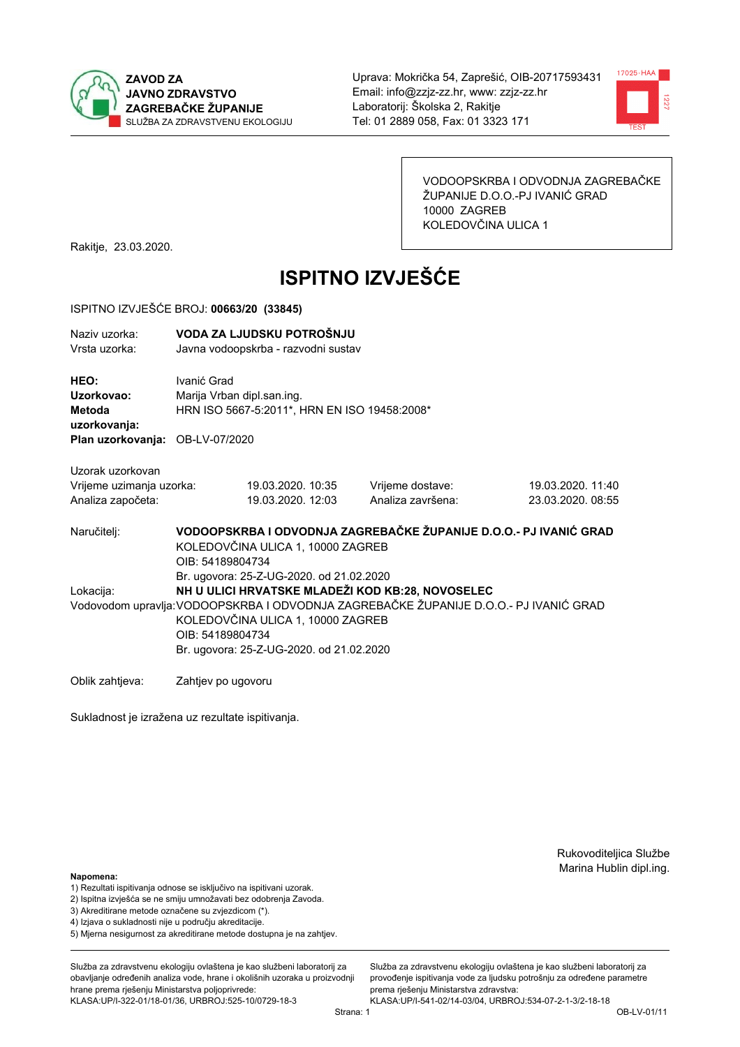ZAVOD ZA
JAVNO ZDRAVSTVO
ZAGREBAČKE ŽUPANIJE
SLUŽBA ZA ZDRAVSTVENU EKOLOGIJU

Uprava: Mokrička 54, Zaprešić, OIB-20717593431
Email: info@zzjz-zz.hr, www: zzjz-zz.hr
Laboratorij: Školska 2, Rakitje
Tel: 01 2889 058, Fax: 01 3323 171

VODOOPSKRBA I ODVODNJA ZAGREBAČKE ŽUPANIJE D.O.O.-PJ IVANIĆ GRAD
10000 ZAGREB
KOLEDOVČINA ULICA 1

Rakitje, 23.03.2020.

# ISPITNO IZVJEŠĆE

ISPITNO IZVJEŠĆE BROJ: **00663/20 (33845)**

Naziv uzorka: **VODA ZA LJUDSKU POTROŠNJU**
Vrsta uzorka: Javna vodoopskrba - razvodni sustav

**HEO:** Ivanić Grad
**Uzorkovao:** Marija Vrban dipl.san.ing.
**Metoda uzorkovanja:** HRN ISO 5667-5:2011*, HRN EN ISO 19458:2008*
**Plan uzorkovanja:** OB-LV-07/2020

Uzorak uzorkovan

| | | | |
|---|---|---|---|
| Vrijeme uzimanja uzorka: | 19.03.2020. 10:35 | Vrijeme dostave: | 19.03.2020. 11:40 |
| Analiza započeta: | 19.03.2020. 12:03 | Analiza završena: | 23.03.2020. 08:55 |

Naručitelj: **VODOOPSKRBA I ODVODNJA ZAGREBAČKE ŽUPANIJE D.O.O.- PJ IVANIĆ GRAD**
KOLEDOVČINA ULICA 1, 10000 ZAGREB
OIB: 54189804734
Br. ugovora: 25-Z-UG-2020. od 21.02.2020

Lokacija: **NH U ULICI HRVATSKE MLADEŽI KOD KB:28, NOVOSELEC**

Vodovodom upravlja: VODOOPSKRBA I ODVODNJA ZAGREBAČKE ŽUPANIJE D.O.O.- PJ IVANIĆ GRAD
KOLEDOVČINA ULICA 1, 10000 ZAGREB
OIB: 54189804734
Br. ugovora: 25-Z-UG-2020. od 21.02.2020

Oblik zahtjeva: Zahtjev po ugovoru

Sukladnost je izražena uz rezultate ispitivanja.

Rukovoditeljica Službe
Marina Hublin dipl.ing.

**Napomena:**
1) Rezultati ispitivanja odnose se isključivo na ispitivani uzorak.
2) Ispitna izvješća se ne smiju umnožavati bez odobrenja Zavoda.
3) Akreditirane metode označene su zvjezdicom (*).
4) Izjava o sukladnosti nije u području akreditacije.
5) Mjerna nesigurnost za akreditirane metode dostupna je na zahtjev.

Služba za zdravstvenu ekologiju ovlaštena je kao službeni laboratorij za obavljanje određenih analiza vode, hrane i okolišnih uzoraka u proizvodnji hrane prema rješenju Ministarstva poljoprivrede:
KLASA:UP/I-322-01/18-01/36, URBROJ:525-10/0729-18-3

Služba za zdravstvenu ekologiju ovlaštena je kao službeni laboratorij za provođenje ispitivanja vode za ljudsku potrošnju za određene parametre prema rješenju Ministarstva zdravstva:
KLASA:UP/I-541-02/14-03/04, URBROJ:534-07-2-1-3/2-18-18

OB-LV-01/11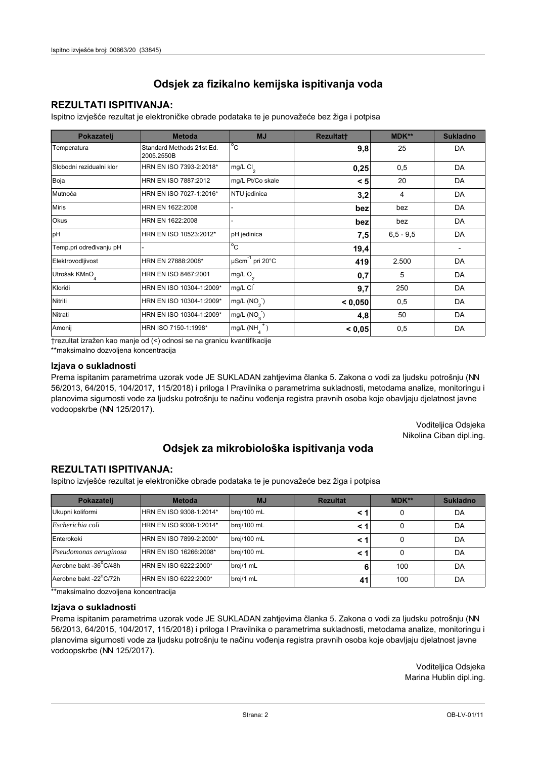## Odsjek za fizikalno kemijska ispitivanja voda

### REZULTATI ISPITIVANJA:

Ispitno izvješće rezultat je elektroničke obrade podataka te je punovažeće bez žiga i potpisa

| Pokazatelj | Metoda | MJ | Rezultat† | MDK** | Sukladno |
|---|---|---|---|---|---|
| Temperatura | Standard Methods 21st Ed. 2005.2550B | °C | **9,8** | 25 | DA |
| Slobodni rezidualni klor | HRN EN ISO 7393-2:2018* | mg/L $Cl_2$ | **0,25** | 0,5 | DA |
| Boja | HRN EN ISO 7887:2012 | mg/L Pt/Co skale | **< 5** | 20 | DA |
| Mutnoća | HRN EN ISO 7027-1:2016* | NTU jedinica | **3,2** | 4 | DA |
| Miris | HRN EN 1622:2008 | - | **bez** | bez | DA |
| Okus | HRN EN 1622:2008 | - | **bez** | bez | DA |
| pH | HRN EN ISO 10523:2012* | pH jedinica | **7,5** | 6,5 - 9,5 | DA |
| Temp.pri određivanju pH | - | °C | **19,4** | | - |
| Elektrovodljivost | HRN EN 27888:2008* | $\mu Scm^{-1}$ pri 20°C | **419** | 2.500 | DA |
| Utrošak $KMnO_4$ | HRN EN ISO 8467:2001 | mg/L $O_2$ | **0,7** | 5 | DA |
| Kloridi | HRN EN ISO 10304-1:2009* | mg/L $Cl^-$ | **9,7** | 250 | DA |
| Nitriti | HRN EN ISO 10304-1:2009* | mg/L ($NO_2^-$) | **< 0,050** | 0,5 | DA |
| Nitrati | HRN EN ISO 10304-1:2009* | mg/L ($NO_3^-$) | **4,8** | 50 | DA |
| Amonij | HRN ISO 7150-1:1998* | mg/L ($NH_4^+$) | **< 0,05** | 0,5 | DA |

†rezultat izražen kao manje od (<) odnosi se na granicu kvantifikacije

**maksimalno dozvoljena koncentracija

### Izjava o sukladnosti

Prema ispitanim parametrima uzorak vode JE SUKLADAN zahtjevima članka 5. Zakona o vodi za ljudsku potrošnju (NN 56/2013, 64/2015, 104/2017, 115/2018) i priloga I Pravilnika o parametrima sukladnosti, metodama analize, monitoringu i planovima sigurnosti vode za ljudsku potrošnju te načinu vođenja registra pravnih osoba koje obavljaju djelatnost javne vodoopskrbe (NN 125/2017).

Voditeljica Odsjeka
Nikolina Ciban dipl.ing.

## Odsjek za mikrobiološka ispitivanja voda

### REZULTATI ISPITIVANJA:

Ispitno izvješće rezultat je elektroničke obrade podataka te je punovažeće bez žiga i potpisa

| Pokazatelj | Metoda | MJ | Rezultat | MDK** | Sukladno |
|---|---|---|---|---|---|
| Ukupni koliformi | HRN EN ISO 9308-1:2014* | broj/100 mL | **< 1** | 0 | DA |
| *Escherichia coli* | HRN EN ISO 9308-1:2014* | broj/100 mL | **< 1** | 0 | DA |
| Enterokoki | HRN EN ISO 7899-2:2000* | broj/100 mL | **< 1** | 0 | DA |
| *Pseudomonas aeruginosa* | HRN EN ISO 16266:2008* | broj/100 mL | **< 1** | 0 | DA |
| Aerobne bakt -36°C/48h | HRN EN ISO 6222:2000* | broj/1 mL | **6** | 100 | DA |
| Aerobne bakt -22°C/72h | HRN EN ISO 6222:2000* | broj/1 mL | **41** | 100 | DA |

**maksimalno dozvoljena koncentracija

### Izjava o sukladnosti

Prema ispitanim parametrima uzorak vode JE SUKLADAN zahtjevima članka 5. Zakona o vodi za ljudsku potrošnju (NN 56/2013, 64/2015, 104/2017, 115/2018) i priloga I Pravilnika o parametrima sukladnosti, metodama analize, monitoringu i planovima sigurnosti vode za ljudsku potrošnju te načinu vođenja registra pravnih osoba koje obavljaju djelatnost javne vodoopskrbe (NN 125/2017).

Voditeljica Odsjeka
Marina Hublin dipl.ing.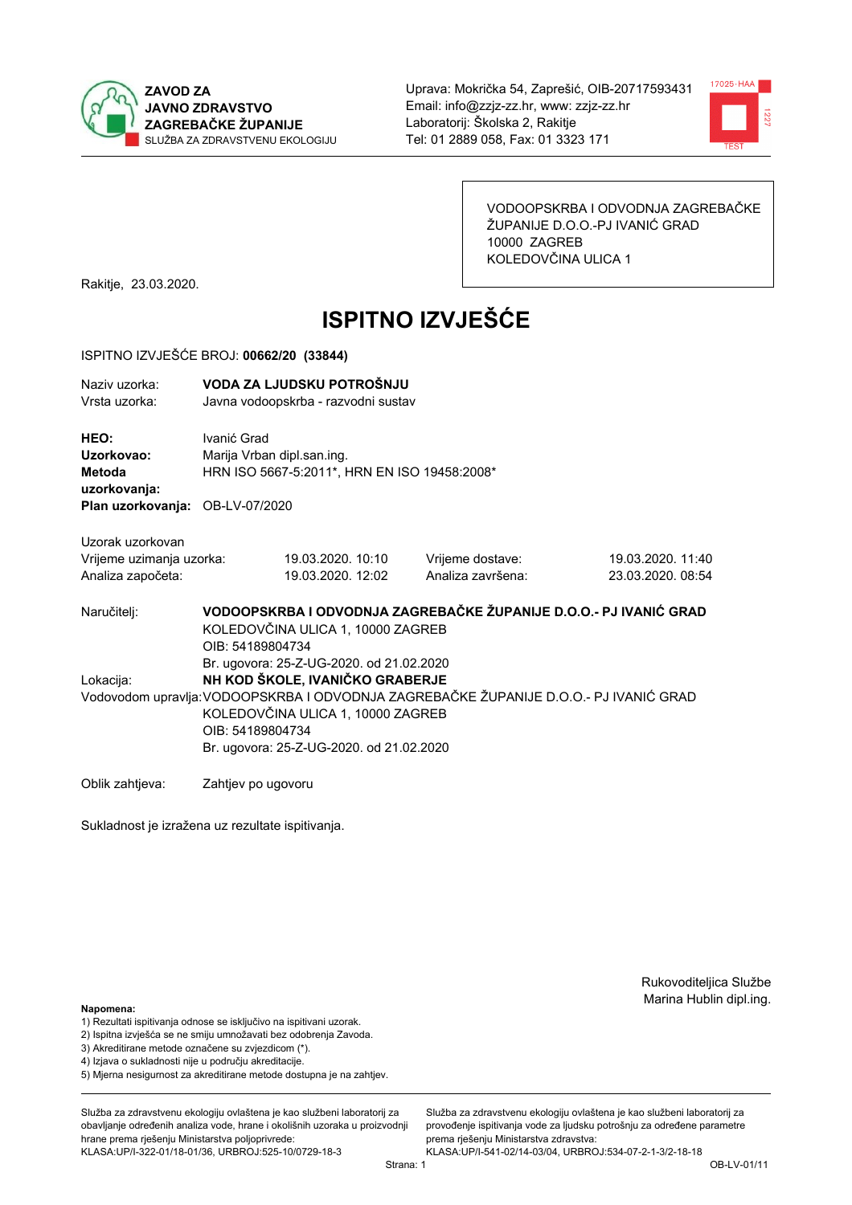**ZAVOD ZA JAVNO ZDRAVSTVO ZAGREBAČKE ŽUPANIJE**
SLUŽBA ZA ZDRAVSTVENU EKOLOGIJU

Uprava: Mokrička 54, Zaprešić, OIB-20717593431
Email: info@zzjz-zz.hr, www: zzjz-zz.hr
Laboratorij: Školska 2, Rakitje
Tel: 01 2889 058, Fax: 01 3323 171

VODOOPSKRBA I ODVODNJA ZAGREBAČKE ŽUPANIJE D.O.O.-PJ IVANIĆ GRAD
10000 ZAGREB
KOLEDOVČINA ULICA 1

Rakitje, 23.03.2020.

# ISPITNO IZVJEŠĆE

ISPITNO IZVJEŠĆE BROJ: **00662/20 (33844)**

Naziv uzorka: **VODA ZA LJUDSKU POTROŠNJU**
Vrsta uzorka: Javna vodoopskrba - razvodni sustav

**HEO:** Ivanić Grad
**Uzorkovao:** Marija Vrban dipl.san.ing.
**Metoda uzorkovanja:** HRN ISO 5667-5:2011*, HRN EN ISO 19458:2008*
**Plan uzorkovanja:** OB-LV-07/2020

Uzorak uzorkovan

| | | | |
|---|---|---|---|
| Vrijeme uzimanja uzorka: | 19.03.2020. 10:10 | Vrijeme dostave: | 19.03.2020. 11:40 |
| Analiza započeta: | 19.03.2020. 12:02 | Analiza završena: | 23.03.2020. 08:54 |

Naručitelj: **VODOOPSKRBA I ODVODNJA ZAGREBAČKE ŽUPANIJE D.O.O.- PJ IVANIĆ GRAD**
KOLEDOVČINA ULICA 1, 10000 ZAGREB
OIB: 54189804734
Br. ugovora: 25-Z-UG-2020. od 21.02.2020

Lokacija: **NH KOD ŠKOLE, IVANIČKO GRABERJE**

Vodovodom upravlja: VODOOPSKRBA I ODVODNJA ZAGREBAČKE ŽUPANIJE D.O.O.- PJ IVANIĆ GRAD
KOLEDOVČINA ULICA 1, 10000 ZAGREB
OIB: 54189804734
Br. ugovora: 25-Z-UG-2020. od 21.02.2020

Oblik zahtjeva: Zahtjev po ugovoru

Sukladnost je izražena uz rezultate ispitivanja.

Rukovoditeljica Službe
Marina Hublin dipl.ing.

**Napomena:**
1) Rezultati ispitivanja odnose se isključivo na ispitivani uzorak.
2) Ispitna izvješća se ne smiju umnožavati bez odobrenja Zavoda.
3) Akreditirane metode označene su zvjezdicom (*).
4) Izjava o sukladnosti nije u području akreditacije.
5) Mjerna nesigurnost za akreditirane metode dostupna je na zahtjev.

Služba za zdravstvenu ekologiju ovlaštena je kao službeni laboratorij za obavljanje određenih analiza vode, hrane i okolišnih uzoraka u proizvodnji hrane prema rješenju Ministarstva poljoprivrede: KLASA:UP/I-322-01/18-01/36, URBROJ:525-10/0729-18-3

Služba za zdravstvenu ekologiju ovlaštena je kao službeni laboratorij za provođenje ispitivanja vode za ljudsku potrošnju za određene parametre prema rješenju Ministarstva zdravstva: KLASA:UP/I-541-02/14-03/04, URBROJ:534-07-2-1-3/2-18-18

OB-LV-01/11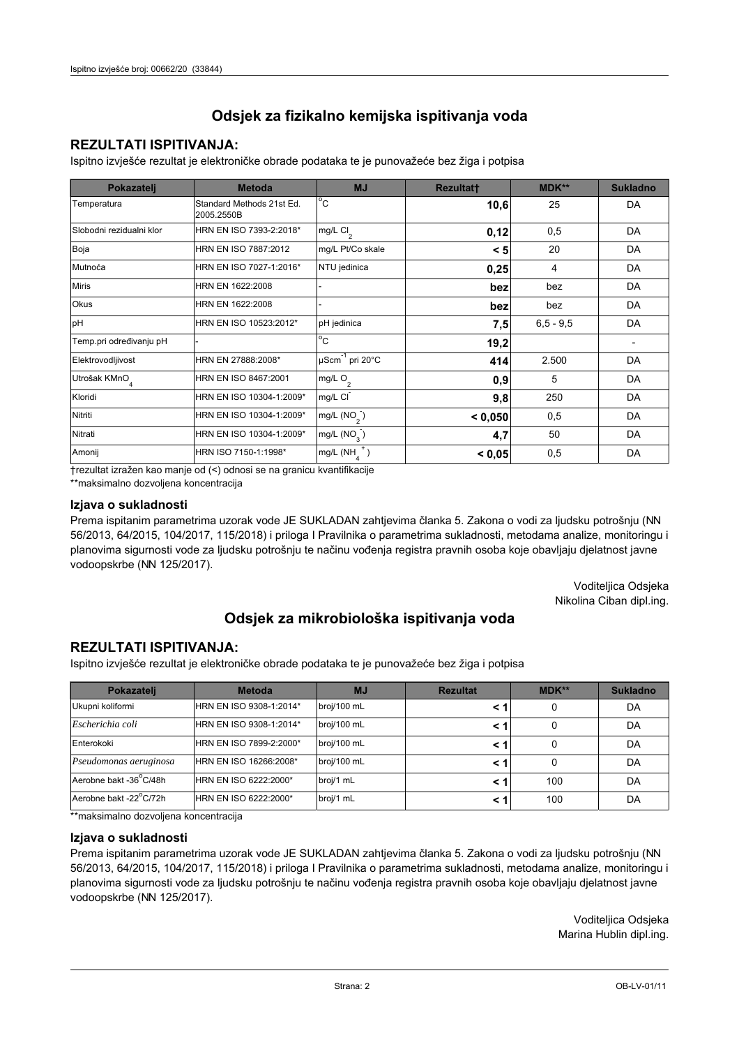## Odsjek za fizikalno kemijska ispitivanja voda

### REZULTATI ISPITIVANJA:

Ispitno izvješće rezultat je elektroničke obrade podataka te je punovažeće bez žiga i potpisa

| Pokazatelj | Metoda | MJ | Rezultat† | MDK** | Sukladno |
|---|---|---|---|---|---|
| Temperatura | Standard Methods 21st Ed. 2005.2550B | °C | **10,6** | 25 | DA |
| Slobodni rezidualni klor | HRN EN ISO 7393-2:2018* | mg/L $Cl_2$ | **0,12** | 0,5 | DA |
| Boja | HRN EN ISO 7887:2012 | mg/L Pt/Co skale | **< 5** | 20 | DA |
| Mutnoća | HRN EN ISO 7027-1:2016* | NTU jedinica | **0,25** | 4 | DA |
| Miris | HRN EN 1622:2008 | - | **bez** | bez | DA |
| Okus | HRN EN 1622:2008 | - | **bez** | bez | DA |
| pH | HRN EN ISO 10523:2012* | pH jedinica | **7,5** | 6,5 - 9,5 | DA |
| Temp.pri određivanju pH | - | °C | **19,2** | | - |
| Elektrovodljivost | HRN EN 27888:2008* | $\mu Scm^{-1}$ pri 20°C | **414** | 2.500 | DA |
| Utrošak $KMnO_4$ | HRN EN ISO 8467:2001 | mg/L $O_2$ | **0,9** | 5 | DA |
| Kloridi | HRN EN ISO 10304-1:2009* | mg/L $Cl^-$ | **9,8** | 250 | DA |
| Nitriti | HRN EN ISO 10304-1:2009* | mg/L ($NO_2^-$) | **< 0,050** | 0,5 | DA |
| Nitrati | HRN EN ISO 10304-1:2009* | mg/L ($NO_3^-$) | **4,7** | 50 | DA |
| Amonij | HRN ISO 7150-1:1998* | mg/L ($NH_4^+$) | **< 0,05** | 0,5 | DA |

†rezultat izražen kao manje od (<) odnosi se na granicu kvantifikacije

**maksimalno dozvoljena koncentracija

### Izjava o sukladnosti

Prema ispitanim parametrima uzorak vode JE SUKLADAN zahtjevima članka 5. Zakona o vodi za ljudsku potrošnju (NN 56/2013, 64/2015, 104/2017, 115/2018) i priloga I Pravilnika o parametrima sukladnosti, metodama analize, monitoringu i planovima sigurnosti vode za ljudsku potrošnju te načinu vođenja registra pravnih osoba koje obavljaju djelatnost javne vodoopskrbe (NN 125/2017).

Voditeljica Odsjeka
Nikolina Ciban dipl.ing.

## Odsjek za mikrobiološka ispitivanja voda

### REZULTATI ISPITIVANJA:

Ispitno izvješće rezultat je elektroničke obrade podataka te je punovažeće bez žiga i potpisa

| Pokazatelj | Metoda | MJ | Rezultat | MDK** | Sukladno |
|---|---|---|---|---|---|
| Ukupni koliformi | HRN EN ISO 9308-1:2014* | broj/100 mL | **< 1** | 0 | DA |
| *Escherichia coli* | HRN EN ISO 9308-1:2014* | broj/100 mL | **< 1** | 0 | DA |
| Enterokoki | HRN EN ISO 7899-2:2000* | broj/100 mL | **< 1** | 0 | DA |
| *Pseudomonas aeruginosa* | HRN EN ISO 16266:2008* | broj/100 mL | **< 1** | 0 | DA |
| Aerobne bakt -36°C/48h | HRN EN ISO 6222:2000* | broj/1 mL | **< 1** | 100 | DA |
| Aerobne bakt -22°C/72h | HRN EN ISO 6222:2000* | broj/1 mL | **< 1** | 100 | DA |

**maksimalno dozvoljena koncentracija

### Izjava o sukladnosti

Prema ispitanim parametrima uzorak vode JE SUKLADAN zahtjevima članka 5. Zakona o vodi za ljudsku potrošnju (NN 56/2013, 64/2015, 104/2017, 115/2018) i priloga I Pravilnika o parametrima sukladnosti, metodama analize, monitoringu i planovima sigurnosti vode za ljudsku potrošnju te načinu vođenja registra pravnih osoba koje obavljaju djelatnost javne vodoopskrbe (NN 125/2017).

Voditeljica Odsjeka
Marina Hublin dipl.ing.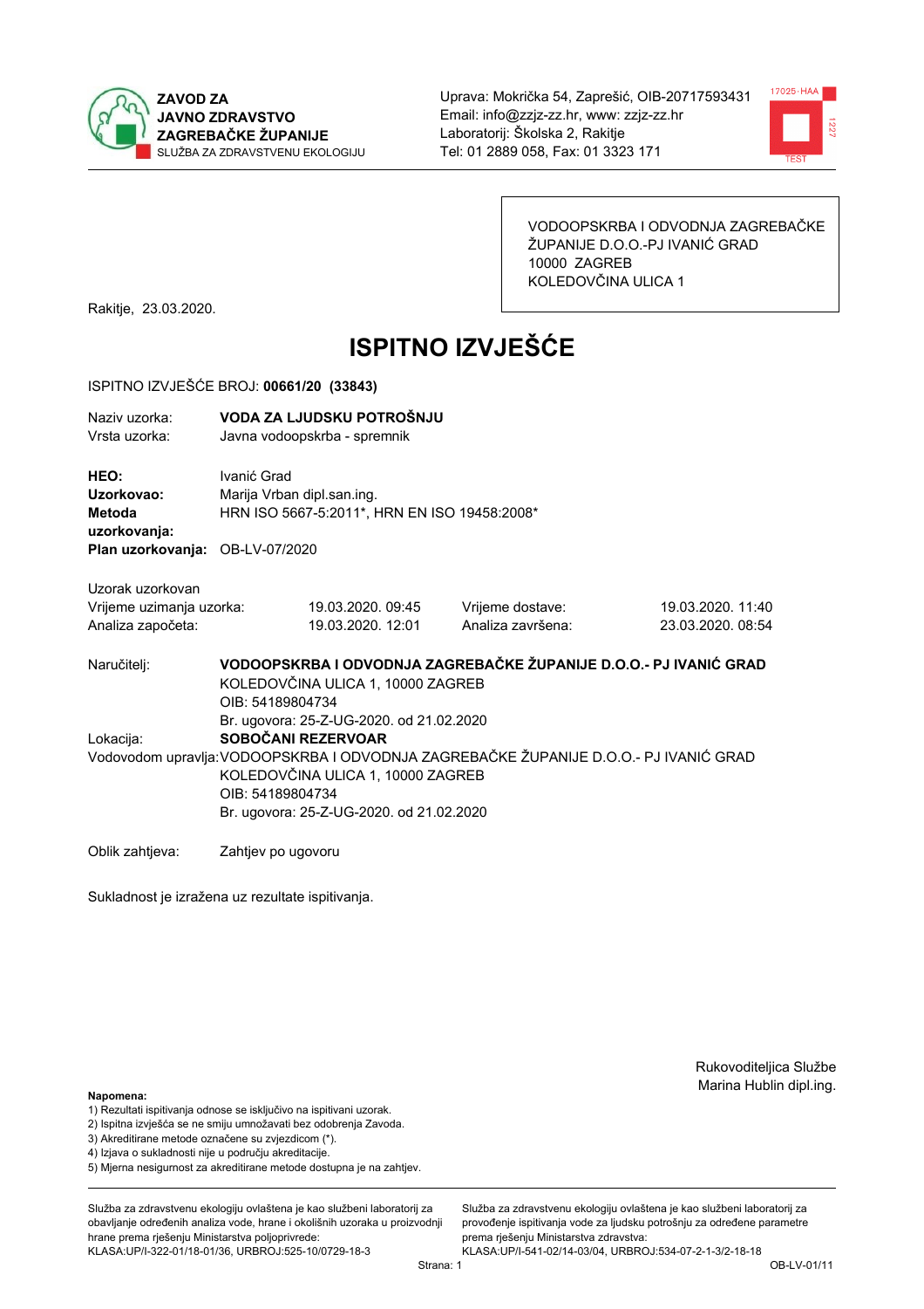**ZAVOD ZA JAVNO ZDRAVSTVO ZAGREBAČKE ŽUPANIJE**
SLUŽBA ZA ZDRAVSTVENU EKOLOGIJU

Uprava: Mokrička 54, Zaprešić, OIB-20717593431
Email: info@zzjz-zz.hr, www: zzjz-zz.hr
Laboratorij: Školska 2, Rakitje
Tel: 01 2889 058, Fax: 01 3323 171

VODOOPSKRBA I ODVODNJA ZAGREBAČKE ŽUPANIJE D.O.O.-PJ IVANIĆ GRAD
10000 ZAGREB
KOLEDOVČINA ULICA 1

Rakitje, 23.03.2020.

# ISPITNO IZVJEŠĆE

ISPITNO IZVJEŠĆE BROJ: **00661/20 (33843)**

Naziv uzorka: **VODA ZA LJUDSKU POTROŠNJU**
Vrsta uzorka: Javna vodoopskrba - spremnik

**HEO:** Ivanić Grad
**Uzorkovao:** Marija Vrban dipl.san.ing.
**Metoda uzorkovanja:** HRN ISO 5667-5:2011*, HRN EN ISO 19458:2008*
**Plan uzorkovanja:** OB-LV-07/2020

Uzorak uzorkovan

| | | | |
|---|---|---|---|
| Vrijeme uzimanja uzorka: | 19.03.2020. 09:45 | Vrijeme dostave: | 19.03.2020. 11:40 |
| Analiza započeta: | 19.03.2020. 12:01 | Analiza završena: | 23.03.2020. 08:54 |

Naručitelj: **VODOOPSKRBA I ODVODNJA ZAGREBAČKE ŽUPANIJE D.O.O.- PJ IVANIĆ GRAD**
KOLEDOVČINA ULICA 1, 10000 ZAGREB
OIB: 54189804734
Br. ugovora: 25-Z-UG-2020. od 21.02.2020

Lokacija: **SOBOČANI REZERVOAR**

Vodovodom upravlja: VODOOPSKRBA I ODVODNJA ZAGREBAČKE ŽUPANIJE D.O.O.- PJ IVANIĆ GRAD
KOLEDOVČINA ULICA 1, 10000 ZAGREB
OIB: 54189804734
Br. ugovora: 25-Z-UG-2020. od 21.02.2020

Oblik zahtjeva: Zahtjev po ugovoru

Sukladnost je izražena uz rezultate ispitivanja.

Rukovoditeljica Službe
Marina Hublin dipl.ing.

**Napomena:**
1) Rezultati ispitivanja odnose se isključivo na ispitivani uzorak.
2) Ispitna izvješća se ne smiju umnožavati bez odobrenja Zavoda.
3) Akreditirane metode označene su zvjezdicom (*).
4) Izjava o sukladnosti nije u području akreditacije.
5) Mjerna nesigurnost za akreditirane metode dostupna je na zahtjev.

Služba za zdravstvenu ekologiju ovlaštena je kao službeni laboratorij za obavljanje određenih analiza vode, hrane i okolišnih uzoraka u proizvodnji hrane prema rješenju Ministarstva poljoprivrede: KLASA:UP/I-322-01/18-01/36, URBROJ:525-10/0729-18-3

Služba za zdravstvenu ekologiju ovlaštena je kao službeni laboratorij za provođenje ispitivanja vode za ljudsku potrošnju za određene parametre prema rješenju Ministarstva zdravstva: KLASA:UP/I-541-02/14-03/04, URBROJ:534-07-2-1-3/2-18-18

OB-LV-01/11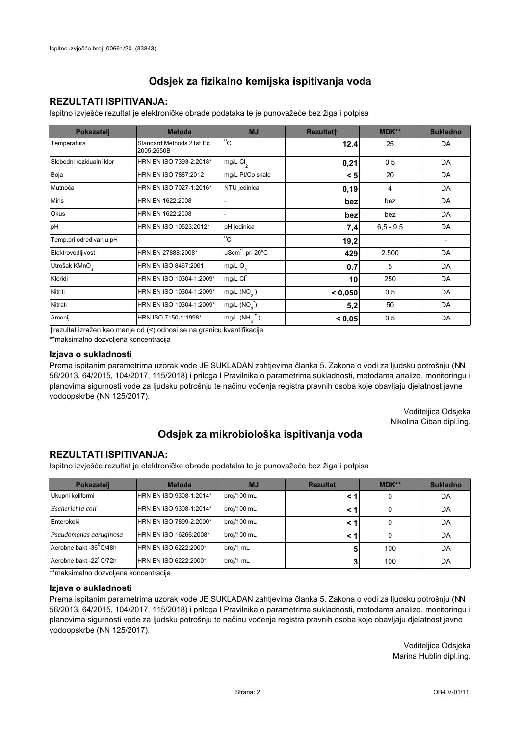## Odsjek za fizikalno kemijska ispitivanja voda

### REZULTATI ISPITIVANJA:

Ispitno izvješće rezultat je elektroničke obrade podataka te je punovažeće bez žiga i potpisa

| Pokazatelj | Metoda | MJ | Rezultat† | MDK** | Sukladno |
|---|---|---|---|---|---|
| Temperatura | Standard Methods 21st Ed. 2005.2550B | °C | **12,4** | 25 | DA |
| Slobodni rezidualni klor | HRN EN ISO 7393-2:2018* | mg/L $Cl_2$ | **0,21** | 0,5 | DA |
| Boja | HRN EN ISO 7887:2012 | mg/L Pt/Co skale | **< 5** | 20 | DA |
| Mutnoća | HRN EN ISO 7027-1:2016* | NTU jedinica | **0,19** | 4 | DA |
| Miris | HRN EN 1622:2008 | - | **bez** | bez | DA |
| Okus | HRN EN 1622:2008 | - | **bez** | bez | DA |
| pH | HRN EN ISO 10523:2012* | pH jedinica | **7,4** | 6,5 - 9,5 | DA |
| Temp.pri određivanju pH | - | °C | **19,2** | | - |
| Elektrovodljivost | HRN EN 27888:2008* | $\mu Scm^{-1}$ pri 20°C | **429** | 2.500 | DA |
| Utrošak $KMnO_4$ | HRN EN ISO 8467:2001 | mg/L $O_2$ | **0,7** | 5 | DA |
| Kloridi | HRN EN ISO 10304-1:2009* | mg/L $Cl^-$ | **10** | 250 | DA |
| Nitriti | HRN EN ISO 10304-1:2009* | mg/L ($NO_2^-$) | **< 0,050** | 0,5 | DA |
| Nitrati | HRN EN ISO 10304-1:2009* | mg/L ($NO_3^-$) | **5,2** | 50 | DA |
| Amonij | HRN ISO 7150-1:1998* | mg/L ($NH_4^+$) | **< 0,05** | 0,5 | DA |

†rezultat izražen kao manje od (<) odnosi se na granicu kvantifikacije

**maksimalno dozvoljena koncentracija

### Izjava o sukladnosti

Prema ispitanim parametrima uzorak vode JE SUKLADAN zahtjevima članka 5. Zakona o vodi za ljudsku potrošnju (NN 56/2013, 64/2015, 104/2017, 115/2018) i priloga I Pravilnika o parametrima sukladnosti, metodama analize, monitoringu i planovima sigurnosti vode za ljudsku potrošnju te načinu vođenja registra pravnih osoba koje obavljaju djelatnost javne vodoopskrbe (NN 125/2017).

Voditeljica Odsjeka
Nikolina Ciban dipl.ing.

## Odsjek za mikrobiološka ispitivanja voda

### REZULTATI ISPITIVANJA:

Ispitno izvješće rezultat je elektroničke obrade podataka te je punovažeće bez žiga i potpisa

| Pokazatelj | Metoda | MJ | Rezultat | MDK** | Sukladno |
|---|---|---|---|---|---|
| Ukupni koliformi | HRN EN ISO 9308-1:2014* | broj/100 mL | **< 1** | 0 | DA |
| *Escherichia coli* | HRN EN ISO 9308-1:2014* | broj/100 mL | **< 1** | 0 | DA |
| Enterokoki | HRN EN ISO 7899-2:2000* | broj/100 mL | **< 1** | 0 | DA |
| *Pseudomonas aeruginosa* | HRN EN ISO 16266:2008* | broj/100 mL | **< 1** | 0 | DA |
| Aerobne bakt -36°C/48h | HRN EN ISO 6222:2000* | broj/1 mL | **5** | 100 | DA |
| Aerobne bakt -22°C/72h | HRN EN ISO 6222:2000* | broj/1 mL | **3** | 100 | DA |

**maksimalno dozvoljena koncentracija

### Izjava o sukladnosti

Prema ispitanim parametrima uzorak vode JE SUKLADAN zahtjevima članka 5. Zakona o vodi za ljudsku potrošnju (NN 56/2013, 64/2015, 104/2017, 115/2018) i priloga I Pravilnika o parametrima sukladnosti, metodama analize, monitoringu i planovima sigurnosti vode za ljudsku potrošnju te načinu vođenja registra pravnih osoba koje obavljaju djelatnost javne vodoopskrbe (NN 125/2017).

Voditeljica Odsjeka
Marina Hublin dipl.ing.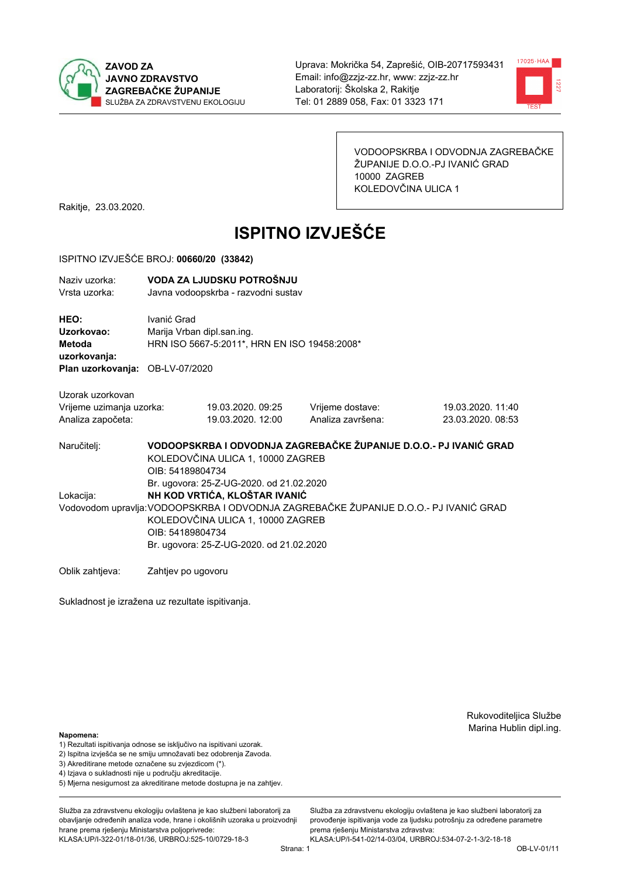**ZAVOD ZA JAVNO ZDRAVSTVO ZAGREBAČKE ŽUPANIJE**
SLUŽBA ZA ZDRAVSTVENU EKOLOGIJU

Uprava: Mokrička 54, Zaprešić, OIB-20717593431
Email: info@zzjz-zz.hr, www: zzjz-zz.hr
Laboratorij: Školska 2, Rakitje
Tel: 01 2889 058, Fax: 01 3323 171

VODOOPSKRBA I ODVODNJA ZAGREBAČKE ŽUPANIJE D.O.O.-PJ IVANIĆ GRAD
10000 ZAGREB
KOLEDOVČINA ULICA 1

Rakitje, 23.03.2020.

# ISPITNO IZVJEŠĆE

ISPITNO IZVJEŠĆE BROJ: **00660/20 (33842)**

Naziv uzorka: **VODA ZA LJUDSKU POTROŠNJU**
Vrsta uzorka: Javna vodoopskrba - razvodni sustav

**HEO:** Ivanić Grad
**Uzorkovao:** Marija Vrban dipl.san.ing.
**Metoda uzorkovanja:** HRN ISO 5667-5:2011*, HRN EN ISO 19458:2008*
**Plan uzorkovanja:** OB-LV-07/2020

Uzorak uzorkovan

| | | | |
|---|---|---|---|
| Vrijeme uzimanja uzorka: | 19.03.2020. 09:25 | Vrijeme dostave: | 19.03.2020. 11:40 |
| Analiza započeta: | 19.03.2020. 12:00 | Analiza završena: | 23.03.2020. 08:53 |

Naručitelj: **VODOOPSKRBA I ODVODNJA ZAGREBAČKE ŽUPANIJE D.O.O.- PJ IVANIĆ GRAD**
KOLEDOVČINA ULICA 1, 10000 ZAGREB
OIB: 54189804734
Br. ugovora: 25-Z-UG-2020. od 21.02.2020

Lokacija: **NH KOD VRTIĆA, KLOŠTAR IVANIĆ**

Vodovodom upravlja: VODOOPSKRBA I ODVODNJA ZAGREBAČKE ŽUPANIJE D.O.O.- PJ IVANIĆ GRAD
KOLEDOVČINA ULICA 1, 10000 ZAGREB
OIB: 54189804734
Br. ugovora: 25-Z-UG-2020. od 21.02.2020

Oblik zahtjeva: Zahtjev po ugovoru

Sukladnost je izražena uz rezultate ispitivanja.

Rukovoditeljica Službe
Marina Hublin dipl.ing.

**Napomena:**
1) Rezultati ispitivanja odnose se isključivo na ispitivani uzorak.
2) Ispitna izvješća se ne smiju umnožavati bez odobrenja Zavoda.
3) Akreditirane metode označene su zvjezdicom (*).
4) Izjava o sukladnosti nije u području akreditacije.
5) Mjerna nesigurnost za akreditirane metode dostupna je na zahtjev.

Služba za zdravstvenu ekologiju ovlaštena je kao službeni laboratorij za obavljanje određenih analiza vode, hrane i okolišnih uzoraka u proizvodnji hrane prema rješenju Ministarstva poljoprivrede: KLASA:UP/I-322-01/18-01/36, URBROJ:525-10/0729-18-3

Služba za zdravstvenu ekologiju ovlaštena je kao službeni laboratorij za provođenje ispitivanja vode za ljudsku potrošnju za određene parametre prema rješenju Ministarstva zdravstva: KLASA:UP/I-541-02/14-03/04, URBROJ:534-07-2-1-3/2-18-18

OB-LV-01/11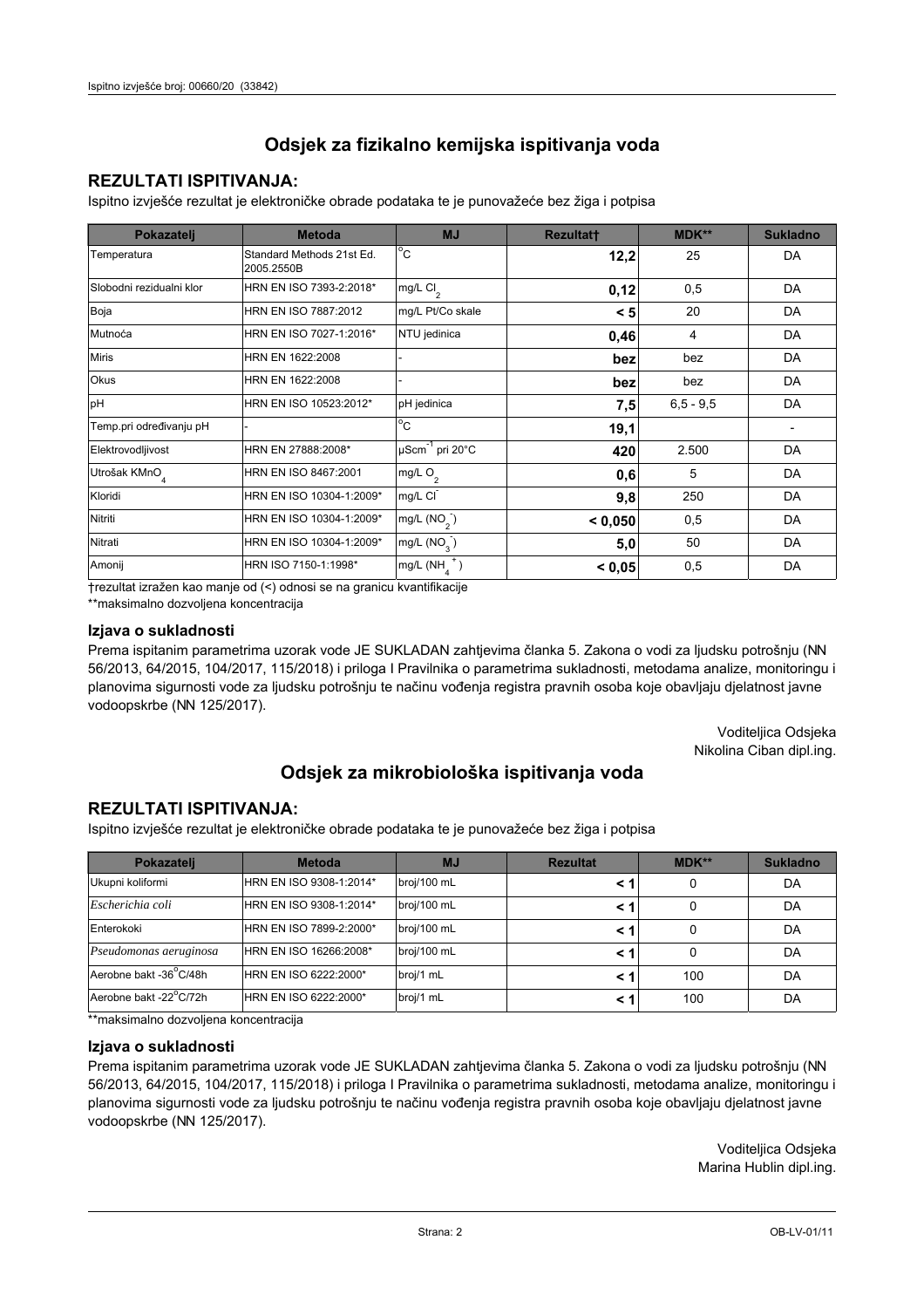## Odsjek za fizikalno kemijska ispitivanja voda

### REZULTATI ISPITIVANJA:

Ispitno izvješće rezultat je elektroničke obrade podataka te je punovažeće bez žiga i potpisa

| Pokazatelj | Metoda | MJ | Rezultat† | MDK** | Sukladno |
|---|---|---|---|---|---|
| Temperatura | Standard Methods 21st Ed. 2005.2550B | °C | **12,2** | 25 | DA |
| Slobodni rezidualni klor | HRN EN ISO 7393-2:2018* | mg/L $Cl_2$ | **0,12** | 0,5 | DA |
| Boja | HRN EN ISO 7887:2012 | mg/L Pt/Co skale | **< 5** | 20 | DA |
| Mutnoća | HRN EN ISO 7027-1:2016* | NTU jedinica | **0,46** | 4 | DA |
| Miris | HRN EN 1622:2008 | - | **bez** | bez | DA |
| Okus | HRN EN 1622:2008 | - | **bez** | bez | DA |
| pH | HRN EN ISO 10523:2012* | pH jedinica | **7,5** | 6,5 - 9,5 | DA |
| Temp.pri određivanju pH | - | °C | **19,1** | | - |
| Elektrovodljivost | HRN EN 27888:2008* | $\mu Scm^{-1}$ pri 20°C | **420** | 2.500 | DA |
| Utrošak $KMnO_4$ | HRN EN ISO 8467:2001 | mg/L $O_2$ | **0,6** | 5 | DA |
| Kloridi | HRN EN ISO 10304-1:2009* | mg/L $Cl^-$ | **9,8** | 250 | DA |
| Nitriti | HRN EN ISO 10304-1:2009* | mg/L ($NO_2^-$) | **< 0,050** | 0,5 | DA |
| Nitrati | HRN EN ISO 10304-1:2009* | mg/L ($NO_3^-$) | **5,0** | 50 | DA |
| Amonij | HRN ISO 7150-1:1998* | mg/L ($NH_4^+$) | **< 0,05** | 0,5 | DA |

†rezultat izražen kao manje od (<) odnosi se na granicu kvantifikacije

**maksimalno dozvoljena koncentracija

#### Izjava o sukladnosti

Prema ispitanim parametrima uzorak vode JE SUKLADAN zahtjevima članka 5. Zakona o vodi za ljudsku potrošnju (NN 56/2013, 64/2015, 104/2017, 115/2018) i priloga I Pravilnika o parametrima sukladnosti, metodama analize, monitoringu i planovima sigurnosti vode za ljudsku potrošnju te načinu vođenja registra pravnih osoba koje obavljaju djelatnost javne vodoopskrbe (NN 125/2017).

Voditeljica Odsjeka
Nikolina Ciban dipl.ing.

## Odsjek za mikrobiološka ispitivanja voda

### REZULTATI ISPITIVANJA:

Ispitno izvješće rezultat je elektroničke obrade podataka te je punovažeće bez žiga i potpisa

| Pokazatelj | Metoda | MJ | Rezultat | MDK** | Sukladno |
|---|---|---|---|---|---|
| Ukupni koliformi | HRN EN ISO 9308-1:2014* | broj/100 mL | **< 1** | 0 | DA |
| *Escherichia coli* | HRN EN ISO 9308-1:2014* | broj/100 mL | **< 1** | 0 | DA |
| Enterokoki | HRN EN ISO 7899-2:2000* | broj/100 mL | **< 1** | 0 | DA |
| *Pseudomonas aeruginosa* | HRN EN ISO 16266:2008* | broj/100 mL | **< 1** | 0 | DA |
| Aerobne bakt -36°C/48h | HRN EN ISO 6222:2000* | broj/1 mL | **< 1** | 100 | DA |
| Aerobne bakt -22°C/72h | HRN EN ISO 6222:2000* | broj/1 mL | **< 1** | 100 | DA |

**maksimalno dozvoljena koncentracija

#### Izjava o sukladnosti

Prema ispitanim parametrima uzorak vode JE SUKLADAN zahtjevima članka 5. Zakona o vodi za ljudsku potrošnju (NN 56/2013, 64/2015, 104/2017, 115/2018) i priloga I Pravilnika o parametrima sukladnosti, metodama analize, monitoringu i planovima sigurnosti vode za ljudsku potrošnju te načinu vođenja registra pravnih osoba koje obavljaju djelatnost javne vodoopskrbe (NN 125/2017).

Voditeljica Odsjeka
Marina Hublin dipl.ing.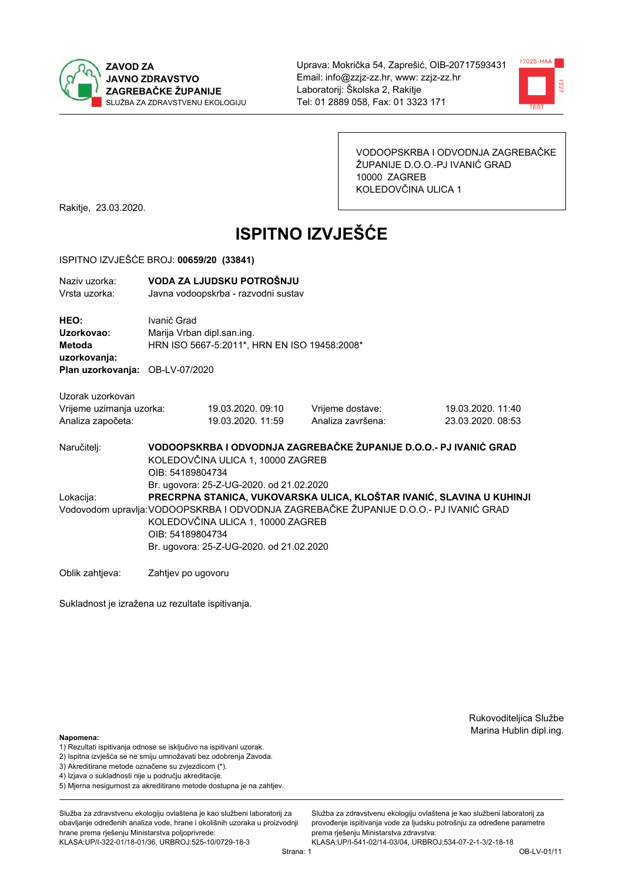**ZAVOD ZA JAVNO ZDRAVSTVO ZAGREBAČKE ŽUPANIJE**
SLUŽBA ZA ZDRAVSTVENU EKOLOGIJU

Uprava: Mokrička 54, Zaprešić, OIB-20717593431
Email: info@zzjz-zz.hr, www: zzjz-zz.hr
Laboratorij: Školska 2, Rakitje
Tel: 01 2889 058, Fax: 01 3323 171

VODOOPSKRBA I ODVODNJA ZAGREBAČKE ŽUPANIJE D.O.O.-PJ IVANIĆ GRAD
10000 ZAGREB
KOLEDOVČINA ULICA 1

Rakitje, 23.03.2020.

# ISPITNO IZVJEŠĆE

ISPITNO IZVJEŠĆE BROJ: **00659/20 (33841)**

Naziv uzorka: **VODA ZA LJUDSKU POTROŠNJU**
Vrsta uzorka: Javna vodoopskrba - razvodni sustav

**HEO:** Ivanić Grad
**Uzorkovao:** Marija Vrban dipl.san.ing.
**Metoda uzorkovanja:** HRN ISO 5667-5:2011*, HRN EN ISO 19458:2008*
**Plan uzorkovanja:** OB-LV-07/2020

Uzorak uzorkovan

| | | | |
|---|---|---|---|
| Vrijeme uzimanja uzorka: | 19.03.2020. 09:10 | Vrijeme dostave: | 19.03.2020. 11:40 |
| Analiza započeta: | 19.03.2020. 11:59 | Analiza završena: | 23.03.2020. 08:53 |

Naručitelj: **VODOOPSKRBA I ODVODNJA ZAGREBAČKE ŽUPANIJE D.O.O.- PJ IVANIĆ GRAD**
KOLEDOVČINA ULICA 1, 10000 ZAGREB
OIB: 54189804734
Br. ugovora: 25-Z-UG-2020. od 21.02.2020

Lokacija: **PRECRPNA STANICA, VUKOVARSKA ULICA, KLOŠTAR IVANIĆ, SLAVINA U KUHINJI**

Vodovodom upravlja: VODOOPSKRBA I ODVODNJA ZAGREBAČKE ŽUPANIJE D.O.O.- PJ IVANIĆ GRAD
KOLEDOVČINA ULICA 1, 10000 ZAGREB
OIB: 54189804734
Br. ugovora: 25-Z-UG-2020. od 21.02.2020

Oblik zahtjeva: Zahtjev po ugovoru

Sukladnost je izražena uz rezultate ispitivanja.

Rukovoditeljica Službe
Marina Hublin dipl.ing.

**Napomena:**
1) Rezultati ispitivanja odnose se isključivo na ispitivani uzorak.
2) Ispitna izvješća se ne smiju umnožavati bez odobrenja Zavoda.
3) Akreditirane metode označene su zvjezdicom (*).
4) Izjava o sukladnosti nije u području akreditacije.
5) Mjerna nesigurnost za akreditirane metode dostupna je na zahtjev.

Služba za zdravstvenu ekologiju ovlaštena je kao službeni laboratorij za obavljanje određenih analiza vode, hrane i okolišnih uzoraka u proizvodnji hrane prema rješenju Ministarstva poljoprivrede: KLASA:UP/I-322-01/18-01/36, URBROJ:525-10/0729-18-3

Služba za zdravstvenu ekologiju ovlaštena je kao službeni laboratorij za provođenje ispitivanja vode za ljudsku potrošnju za određene parametre prema rješenju Ministarstva zdravstva: KLASA:UP/I-541-02/14-03/04, URBROJ:534-07-2-1-3/2-18-18

OB-LV-01/11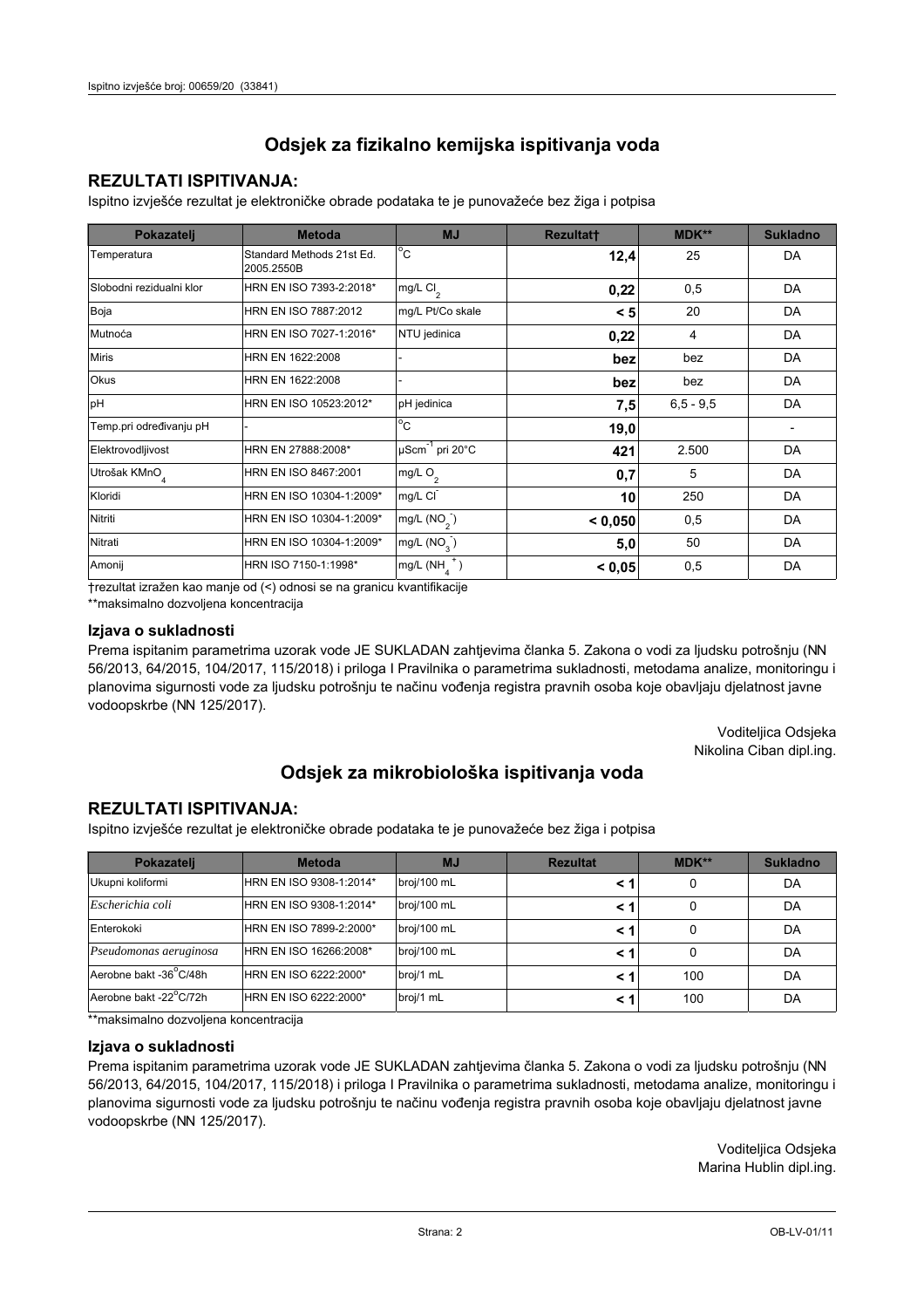# Odsjek za fizikalno kemijska ispitivanja voda

## REZULTATI ISPITIVANJA:

Ispitno izvješće rezultat je elektroničke obrade podataka te je punovažeće bez žiga i potpisa

| Pokazatelj | Metoda | MJ | Rezultat† | MDK** | Sukladno |
|---|---|---|---|---|---|
| Temperatura | Standard Methods 21st Ed. 2005.2550B | °C | **12,4** | 25 | DA |
| Slobodni rezidualni klor | HRN EN ISO 7393-2:2018* | mg/L $Cl_2$ | **0,22** | 0,5 | DA |
| Boja | HRN EN ISO 7887:2012 | mg/L Pt/Co skale | **< 5** | 20 | DA |
| Mutnoća | HRN EN ISO 7027-1:2016* | NTU jedinica | **0,22** | 4 | DA |
| Miris | HRN EN 1622:2008 | - | **bez** | bez | DA |
| Okus | HRN EN 1622:2008 | - | **bez** | bez | DA |
| pH | HRN EN ISO 10523:2012* | pH jedinica | **7,5** | 6,5 - 9,5 | DA |
| Temp.pri određivanju pH | - | °C | **19,0** | | - |
| Elektrovodljivost | HRN EN 27888:2008* | $\mu Scm^{-1}$ pri 20°C | **421** | 2.500 | DA |
| Utrošak $KMnO_4$ | HRN EN ISO 8467:2001 | mg/L $O_2$ | **0,7** | 5 | DA |
| Kloridi | HRN EN ISO 10304-1:2009* | mg/L $Cl^-$ | **10** | 250 | DA |
| Nitriti | HRN EN ISO 10304-1:2009* | mg/L $(NO_2^-)$ | **< 0,050** | 0,5 | DA |
| Nitrati | HRN EN ISO 10304-1:2009* | mg/L $(NO_3^-)$ | **5,0** | 50 | DA |
| Amonij | HRN ISO 7150-1:1998* | mg/L $(NH_4^+)$ | **< 0,05** | 0,5 | DA |

†rezultat izražen kao manje od (<) odnosi se na granicu kvantifikacije

**maksimalno dozvoljena koncentracija

### Izjava o sukladnosti

Prema ispitanim parametrima uzorak vode JE SUKLADAN zahtjevima članka 5. Zakona o vodi za ljudsku potrošnju (NN 56/2013, 64/2015, 104/2017, 115/2018) i priloga I Pravilnika o parametrima sukladnosti, metodama analize, monitoringu i planovima sigurnosti vode za ljudsku potrošnju te načinu vođenja registra pravnih osoba koje obavljaju djelatnost javne vodoopskrbe (NN 125/2017).

Voditeljica Odsjeka
Nikolina Ciban dipl.ing.

# Odsjek za mikrobiološka ispitivanja voda

## REZULTATI ISPITIVANJA:

Ispitno izvješće rezultat je elektroničke obrade podataka te je punovažeće bez žiga i potpisa

| Pokazatelj | Metoda | MJ | Rezultat | MDK** | Sukladno |
|---|---|---|---|---|---|
| Ukupni koliformi | HRN EN ISO 9308-1:2014* | broj/100 mL | **< 1** | 0 | DA |
| *Escherichia coli* | HRN EN ISO 9308-1:2014* | broj/100 mL | **< 1** | 0 | DA |
| Enterokoki | HRN EN ISO 7899-2:2000* | broj/100 mL | **< 1** | 0 | DA |
| *Pseudomonas aeruginosa* | HRN EN ISO 16266:2008* | broj/100 mL | **< 1** | 0 | DA |
| Aerobne bakt -36°C/48h | HRN EN ISO 6222:2000* | broj/1 mL | **< 1** | 100 | DA |
| Aerobne bakt -22°C/72h | HRN EN ISO 6222:2000* | broj/1 mL | **< 1** | 100 | DA |

**maksimalno dozvoljena koncentracija

### Izjava o sukladnosti

Prema ispitanim parametrima uzorak vode JE SUKLADAN zahtjevima članka 5. Zakona o vodi za ljudsku potrošnju (NN 56/2013, 64/2015, 104/2017, 115/2018) i priloga I Pravilnika o parametrima sukladnosti, metodama analize, monitoringu i planovima sigurnosti vode za ljudsku potrošnju te načinu vođenja registra pravnih osoba koje obavljaju djelatnost javne vodoopskrbe (NN 125/2017).

Voditeljica Odsjeka
Marina Hublin dipl.ing.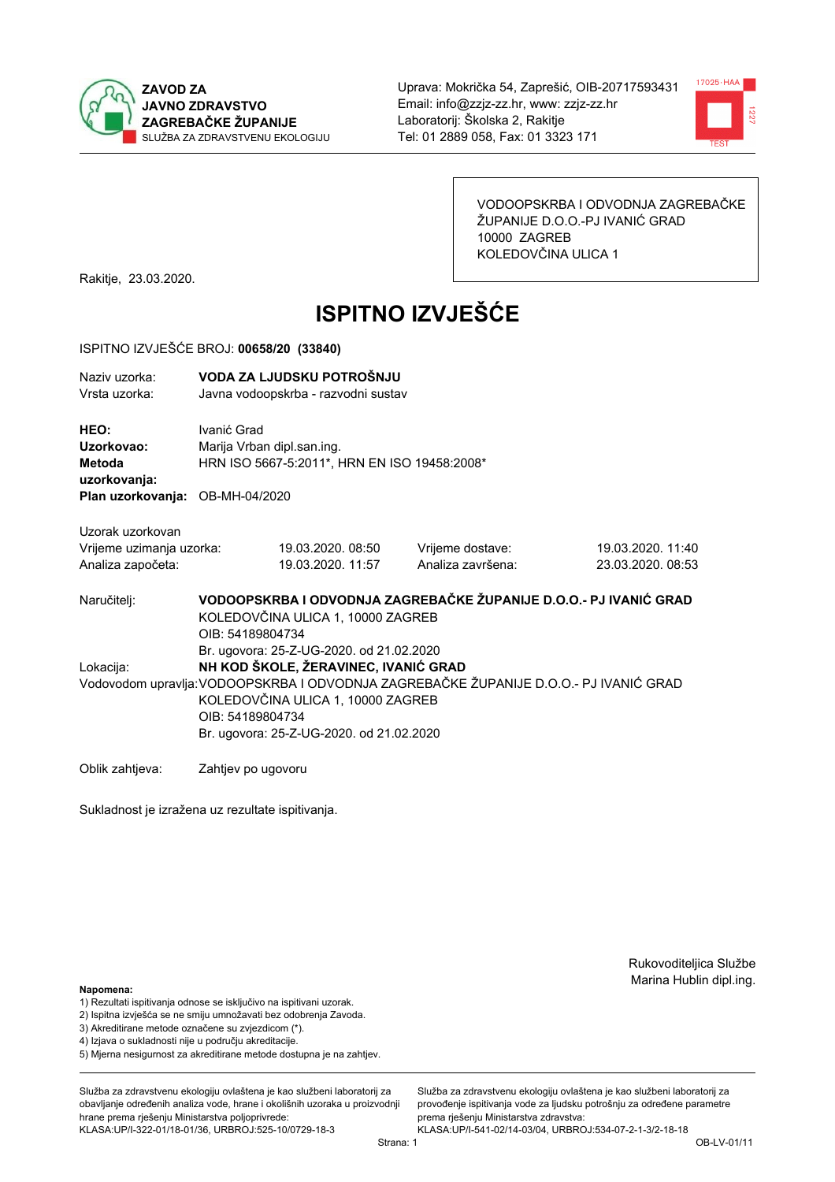ZAVOD ZA JAVNO ZDRAVSTVO ZAGREBAČKE ŽUPANIJE
SLUŽBA ZA ZDRAVSTVENU EKOLOGIJU

Uprava: Mokrička 54, Zaprešić, OIB-20717593431
Email: info@zzjz-zz.hr, www: zzjz-zz.hr
Laboratorij: Školska 2, Rakitje
Tel: 01 2889 058, Fax: 01 3323 171

VODOOPSKRBA I ODVODNJA ZAGREBAČKE ŽUPANIJE D.O.O.-PJ IVANIĆ GRAD
10000 ZAGREB
KOLEDOVČINA ULICA 1

Rakitje, 23.03.2020.

# ISPITNO IZVJEŠĆE

ISPITNO IZVJEŠĆE BROJ: **00658/20 (33840)**

Naziv uzorka: **VODA ZA LJUDSKU POTROŠNJU**
Vrsta uzorka: Javna vodoopskrba - razvodni sustav

**HEO:** Ivanić Grad
**Uzorkovao:** Marija Vrban dipl.san.ing.
**Metoda uzorkovanja:** HRN ISO 5667-5:2011*, HRN EN ISO 19458:2008*
**Plan uzorkovanja:** OB-MH-04/2020

Uzorak uzorkovan

| | | | |
|---|---|---|---|
| Vrijeme uzimanja uzorka: | 19.03.2020. 08:50 | Vrijeme dostave: | 19.03.2020. 11:40 |
| Analiza započeta: | 19.03.2020. 11:57 | Analiza završena: | 23.03.2020. 08:53 |

Naručitelj: **VODOOPSKRBA I ODVODNJA ZAGREBAČKE ŽUPANIJE D.O.O.- PJ IVANIĆ GRAD**
KOLEDOVČINA ULICA 1, 10000 ZAGREB
OIB: 54189804734
Br. ugovora: 25-Z-UG-2020. od 21.02.2020

Lokacija: **NH KOD ŠKOLE, ŽERAVINEC, IVANIĆ GRAD**

Vodovodom upravlja: VODOOPSKRBA I ODVODNJA ZAGREBAČKE ŽUPANIJE D.O.O.- PJ IVANIĆ GRAD
KOLEDOVČINA ULICA 1, 10000 ZAGREB
OIB: 54189804734
Br. ugovora: 25-Z-UG-2020. od 21.02.2020

Oblik zahtjeva: Zahtjev po ugovoru

Sukladnost je izražena uz rezultate ispitivanja.

Rukovoditeljica Službe
Marina Hublin dipl.ing.

**Napomena:**
1) Rezultati ispitivanja odnose se isključivo na ispitivani uzorak.
2) Ispitna izvješća se ne smiju umnožavati bez odobrenja Zavoda.
3) Akreditirane metode označene su zvjezdicom (*).
4) Izjava o sukladnosti nije u području akreditacije.
5) Mjerna nesigurnost za akreditirane metode dostupna je na zahtjev.

Služba za zdravstvenu ekologiju ovlaštena je kao službeni laboratorij za obavljanje određenih analiza vode, hrane i okolišnih uzoraka u proizvodnji hrane prema rješenju Ministarstva poljoprivrede: KLASA:UP/I-322-01/18-01/36, URBROJ:525-10/0729-18-3

Služba za zdravstvenu ekologiju ovlaštena je kao službeni laboratorij za provođenje ispitivanja vode za ljudsku potrošnju za određene parametre prema rješenju Ministarstva zdravstva: KLASA:UP/I-541-02/14-03/04, URBROJ:534-07-2-1-3/2-18-18

OB-LV-01/11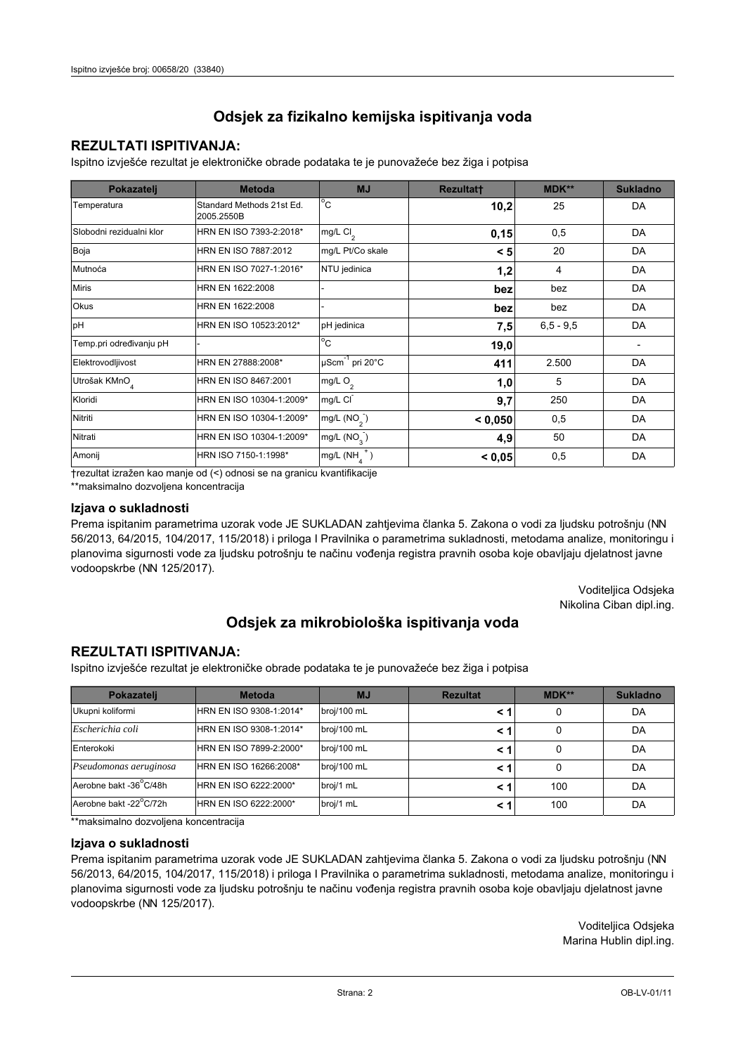## Odsjek za fizikalno kemijska ispitivanja voda

### REZULTATI ISPITIVANJA:

Ispitno izvješće rezultat je elektroničke obrade podataka te je punovažeće bez žiga i potpisa

| Pokazatelj | Metoda | MJ | Rezultat† | MDK** | Sukladno |
|---|---|---|---|---|---|
| Temperatura | Standard Methods 21st Ed. 2005.2550B | °C | **10,2** | 25 | DA |
| Slobodni rezidualni klor | HRN EN ISO 7393-2:2018* | mg/L $Cl_2$ | **0,15** | 0,5 | DA |
| Boja | HRN EN ISO 7887:2012 | mg/L Pt/Co skale | **< 5** | 20 | DA |
| Mutnoća | HRN EN ISO 7027-1:2016* | NTU jedinica | **1,2** | 4 | DA |
| Miris | HRN EN 1622:2008 | - | **bez** | bez | DA |
| Okus | HRN EN 1622:2008 | - | **bez** | bez | DA |
| pH | HRN EN ISO 10523:2012* | pH jedinica | **7,5** | 6,5 - 9,5 | DA |
| Temp.pri određivanju pH | - | °C | **19,0** | | - |
| Elektrovodljivost | HRN EN 27888:2008* | $\mu Scm^{-1}$ pri 20°C | **411** | 2.500 | DA |
| Utrošak $KMnO_4$ | HRN EN ISO 8467:2001 | mg/L $O_2$ | **1,0** | 5 | DA |
| Kloridi | HRN EN ISO 10304-1:2009* | mg/L $Cl^-$ | **9,7** | 250 | DA |
| Nitriti | HRN EN ISO 10304-1:2009* | mg/L ($NO_2^-$) | **< 0,050** | 0,5 | DA |
| Nitrati | HRN EN ISO 10304-1:2009* | mg/L ($NO_3^-$) | **4,9** | 50 | DA |
| Amonij | HRN ISO 7150-1:1998* | mg/L ($NH_4^+$) | **< 0,05** | 0,5 | DA |

†rezultat izražen kao manje od (<) odnosi se na granicu kvantifikacije

**maksimalno dozvoljena koncentracija

### Izjava o sukladnosti

Prema ispitanim parametrima uzorak vode JE SUKLADAN zahtjevima članka 5. Zakona o vodi za ljudsku potrošnju (NN 56/2013, 64/2015, 104/2017, 115/2018) i priloga I Pravilnika o parametrima sukladnosti, metodama analize, monitoringu i planovima sigurnosti vode za ljudsku potrošnju te načinu vođenja registra pravnih osoba koje obavljaju djelatnost javne vodoopskrbe (NN 125/2017).

Voditeljica Odsjeka
Nikolina Ciban dipl.ing.

## Odsjek za mikrobiološka ispitivanja voda

### REZULTATI ISPITIVANJA:

Ispitno izvješće rezultat je elektroničke obrade podataka te je punovažeće bez žiga i potpisa

| Pokazatelj | Metoda | MJ | Rezultat | MDK** | Sukladno |
|---|---|---|---|---|---|
| Ukupni koliformi | HRN EN ISO 9308-1:2014* | broj/100 mL | **< 1** | 0 | DA |
| *Escherichia coli* | HRN EN ISO 9308-1:2014* | broj/100 mL | **< 1** | 0 | DA |
| Enterokoki | HRN EN ISO 7899-2:2000* | broj/100 mL | **< 1** | 0 | DA |
| *Pseudomonas aeruginosa* | HRN EN ISO 16266:2008* | broj/100 mL | **< 1** | 0 | DA |
| Aerobne bakt -36°C/48h | HRN EN ISO 6222:2000* | broj/1 mL | **< 1** | 100 | DA |
| Aerobne bakt -22°C/72h | HRN EN ISO 6222:2000* | broj/1 mL | **< 1** | 100 | DA |

**maksimalno dozvoljena koncentracija

### Izjava o sukladnosti

Prema ispitanim parametrima uzorak vode JE SUKLADAN zahtjevima članka 5. Zakona o vodi za ljudsku potrošnju (NN 56/2013, 64/2015, 104/2017, 115/2018) i priloga I Pravilnika o parametrima sukladnosti, metodama analize, monitoringu i planovima sigurnosti vode za ljudsku potrošnju te načinu vođenja registra pravnih osoba koje obavljaju djelatnost javne vodoopskrbe (NN 125/2017).

Voditeljica Odsjeka
Marina Hublin dipl.ing.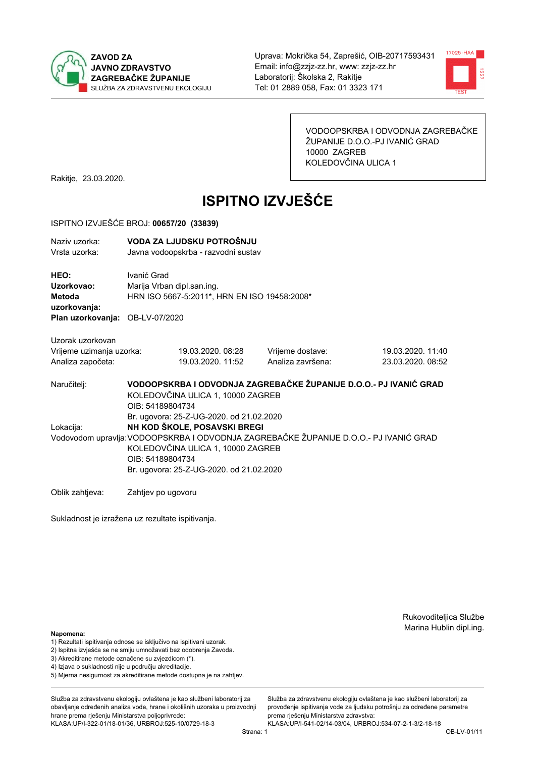**ZAVOD ZA JAVNO ZDRAVSTVO ZAGREBAČKE ŽUPANIJE**
SLUŽBA ZA ZDRAVSTVENU EKOLOGIJU

Uprava: Mokrička 54, Zaprešić, OIB-20717593431
Email: info@zzjz-zz.hr, www: zzjz-zz.hr
Laboratorij: Školska 2, Rakitje
Tel: 01 2889 058, Fax: 01 3323 171

VODOOPSKRBA I ODVODNJA ZAGREBAČKE ŽUPANIJE D.O.O.-PJ IVANIĆ GRAD
10000 ZAGREB
KOLEDOVČINA ULICA 1

Rakitje, 23.03.2020.

# ISPITNO IZVJEŠĆE

ISPITNO IZVJEŠĆE BROJ: **00657/20 (33839)**

| | |
|---|---|
| Naziv uzorka: | **VODA ZA LJUDSKU POTROŠNJU** |
| Vrsta uzorka: | Javna vodoopskrba - razvodni sustav |

| | |
|---|---|
| **HEO:** | Ivanić Grad |
| **Uzorkovao:** | Marija Vrban dipl.san.ing. |
| **Metoda uzorkovanja:** | HRN ISO 5667-5:2011*, HRN EN ISO 19458:2008* |
| **Plan uzorkovanja:** | OB-LV-07/2020 |

Uzorak uzorkovan

| | | | |
|---|---|---|---|
| Vrijeme uzimanja uzorka: | 19.03.2020. 08:28 | Vrijeme dostave: | 19.03.2020. 11:40 |
| Analiza započeta: | 19.03.2020. 11:52 | Analiza završena: | 23.03.2020. 08:52 |

Naručitelj: **VODOOPSKRBA I ODVODNJA ZAGREBAČKE ŽUPANIJE D.O.O.- PJ IVANIĆ GRAD**
KOLEDOVČINA ULICA 1, 10000 ZAGREB
OIB: 54189804734
Br. ugovora: 25-Z-UG-2020. od 21.02.2020

Lokacija: **NH KOD ŠKOLE, POSAVSKI BREGI**

Vodovodom upravlja: VODOOPSKRBA I ODVODNJA ZAGREBAČKE ŽUPANIJE D.O.O.- PJ IVANIĆ GRAD
KOLEDOVČINA ULICA 1, 10000 ZAGREB
OIB: 54189804734
Br. ugovora: 25-Z-UG-2020. od 21.02.2020

Oblik zahtjeva: Zahtjev po ugovoru

Sukladnost je izražena uz rezultate ispitivanja.

Rukovoditeljica Službe
Marina Hublin dipl.ing.

**Napomena:**
1) Rezultati ispitivanja odnose se isključivo na ispitivani uzorak.
2) Ispitna izvješća se ne smiju umnožavati bez odobrenja Zavoda.
3) Akreditirane metode označene su zvjezdicom (*).
4) Izjava o sukladnosti nije u području akreditacije.
5) Mjerna nesigurnost za akreditirane metode dostupna je na zahtjev.

Služba za zdravstvenu ekologiju ovlaštena je kao službeni laboratorij za obavljanje određenih analiza vode, hrane i okolišnih uzoraka u proizvodnji hrane prema rješenju Ministarstva poljoprivrede:
KLASA:UP/I-322-01/18-01/36, URBROJ:525-10/0729-18-3

Služba za zdravstvenu ekologiju ovlaštena je kao službeni laboratorij za provođenje ispitivanja vode za ljudsku potrošnju za određene parametre prema rješenju Ministarstva zdravstva:
KLASA:UP/I-541-02/14-03/04, URBROJ:534-07-2-1-3/2-18-18

OB-LV-01/11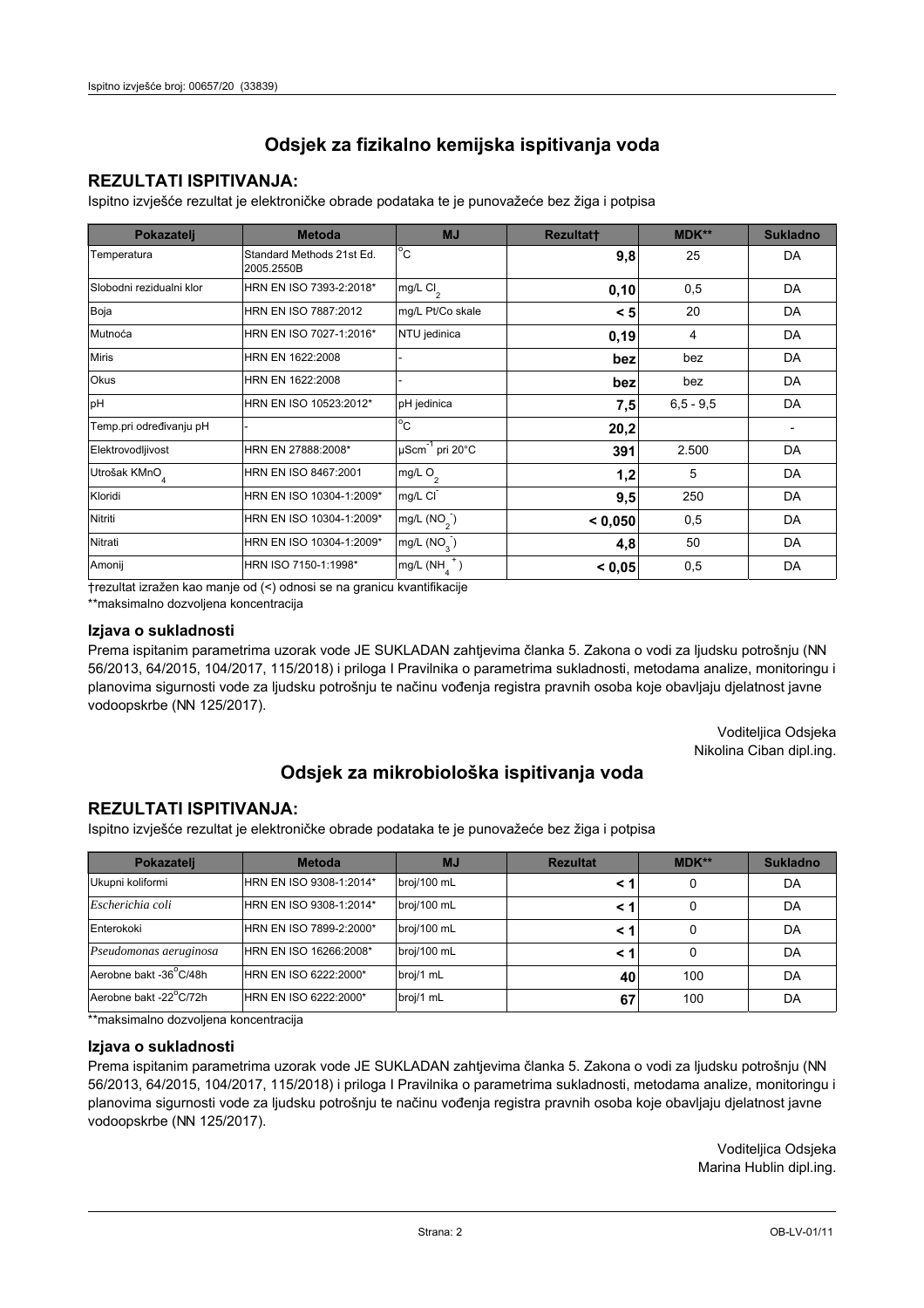## Odsjek za fizikalno kemijska ispitivanja voda

### REZULTATI ISPITIVANJA:

Ispitno izvješće rezultat je elektroničke obrade podataka te je punovažeće bez žiga i potpisa

| Pokazatelj | Metoda | MJ | Rezultat† | MDK** | Sukladno |
|---|---|---|---|---|---|
| Temperatura | Standard Methods 21st Ed. 2005.2550B | °C | **9,8** | 25 | DA |
| Slobodni rezidualni klor | HRN EN ISO 7393-2:2018* | mg/L $Cl_2$ | **0,10** | 0,5 | DA |
| Boja | HRN EN ISO 7887:2012 | mg/L Pt/Co skale | **< 5** | 20 | DA |
| Mutnoća | HRN EN ISO 7027-1:2016* | NTU jedinica | **0,19** | 4 | DA |
| Miris | HRN EN 1622:2008 | - | **bez** | bez | DA |
| Okus | HRN EN 1622:2008 | - | **bez** | bez | DA |
| pH | HRN EN ISO 10523:2012* | pH jedinica | **7,5** | 6,5 - 9,5 | DA |
| Temp.pri određivanju pH | - | °C | **20,2** | | - |
| Elektrovodljivost | HRN EN 27888:2008* | $\mu Scm^{-1}$ pri 20°C | **391** | 2.500 | DA |
| Utrošak $KMnO_4$ | HRN EN ISO 8467:2001 | mg/L $O_2$ | **1,2** | 5 | DA |
| Kloridi | HRN EN ISO 10304-1:2009* | mg/L $Cl^-$ | **9,5** | 250 | DA |
| Nitriti | HRN EN ISO 10304-1:2009* | mg/L ($NO_2^-$) | **< 0,050** | 0,5 | DA |
| Nitrati | HRN EN ISO 10304-1:2009* | mg/L ($NO_3^-$) | **4,8** | 50 | DA |
| Amonij | HRN ISO 7150-1:1998* | mg/L ($NH_4^+$) | **< 0,05** | 0,5 | DA |

†rezultat izražen kao manje od (<) odnosi se na granicu kvantifikacije

**maksimalno dozvoljena koncentracija

### Izjava o sukladnosti

Prema ispitanim parametrima uzorak vode JE SUKLADAN zahtjevima članka 5. Zakona o vodi za ljudsku potrošnju (NN 56/2013, 64/2015, 104/2017, 115/2018) i priloga I Pravilnika o parametrima sukladnosti, metodama analize, monitoringu i planovima sigurnosti vode za ljudsku potrošnju te načinu vođenja registra pravnih osoba koje obavljaju djelatnost javne vodoopskrbe (NN 125/2017).

Voditeljica Odsjeka
Nikolina Ciban dipl.ing.

## Odsjek za mikrobiološka ispitivanja voda

### REZULTATI ISPITIVANJA:

Ispitno izvješće rezultat je elektroničke obrade podataka te je punovažeće bez žiga i potpisa

| Pokazatelj | Metoda | MJ | Rezultat | MDK** | Sukladno |
|---|---|---|---|---|---|
| Ukupni koliformi | HRN EN ISO 9308-1:2014* | broj/100 mL | **< 1** | 0 | DA |
| *Escherichia coli* | HRN EN ISO 9308-1:2014* | broj/100 mL | **< 1** | 0 | DA |
| Enterokoki | HRN EN ISO 7899-2:2000* | broj/100 mL | **< 1** | 0 | DA |
| *Pseudomonas aeruginosa* | HRN EN ISO 16266:2008* | broj/100 mL | **< 1** | 0 | DA |
| Aerobne bakt -36°C/48h | HRN EN ISO 6222:2000* | broj/1 mL | **40** | 100 | DA |
| Aerobne bakt -22°C/72h | HRN EN ISO 6222:2000* | broj/1 mL | **67** | 100 | DA |

**maksimalno dozvoljena koncentracija

### Izjava o sukladnosti

Prema ispitanim parametrima uzorak vode JE SUKLADAN zahtjevima članka 5. Zakona o vodi za ljudsku potrošnju (NN 56/2013, 64/2015, 104/2017, 115/2018) i priloga I Pravilnika o parametrima sukladnosti, metodama analize, monitoringu i planovima sigurnosti vode za ljudsku potrošnju te načinu vođenja registra pravnih osoba koje obavljaju djelatnost javne vodoopskrbe (NN 125/2017).

Voditeljica Odsjeka
Marina Hublin dipl.ing.